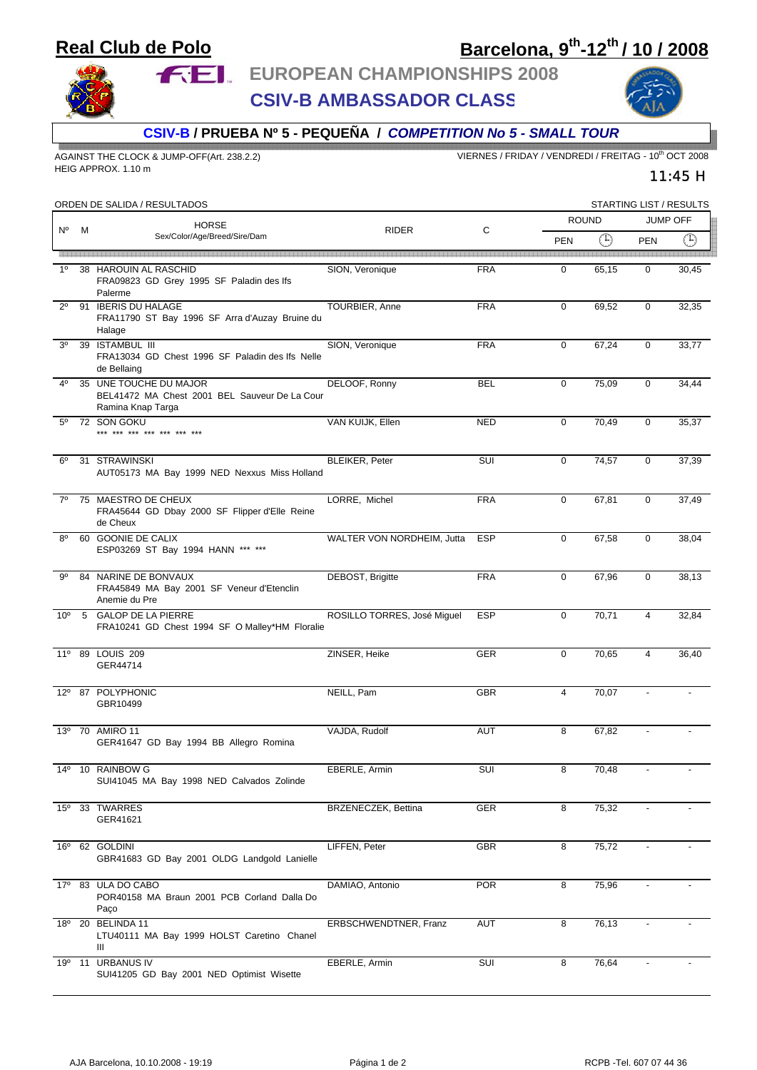# Real Club de Polo

## Barcelona, 9th-12th / 10 / 2008

## EUROPEAN CHAMPIONSHIPS 2008

## CSIV-B AMBASSADOR CLASS

### CSIV-B / PRUEBA Nº 5 - PEQUEÑA / *COMPETITION No 5 - SMALL TOUR*

AGAINST THE CLOCK & JUMP-OFF(Art. 238.2.2)
HEIG APPROX. 1.10 m

VIERNES / FRIDAY / VENDREDI / FREITAG - 10th OCT 2008

11:45 H

ORDEN DE SALIDA / RESULTADOS — STARTING LIST / RESULTS

| Nº | M | HORSE Sex/Color/Age/Breed/Sire/Dam | RIDER | C | ROUND | | JUMP OFF | |
|---|---|---|---|---|---|---|---|---|
| | | | | | PEN | Time | PEN | Time |
| 1º | 38 | HAROUIN AL RASCHID FRA09823 GD Grey 1995 SF Paladin des Ifs Palerme | SION, Veronique | FRA | 0 | 65,15 | 0 | 30,45 |
| 2º | 91 | IBERIS DU HALAGE FRA11790 ST Bay 1996 SF Arra d'Auzay Bruine du Halage | TOURBIER, Anne | FRA | 0 | 69,52 | 0 | 32,35 |
| 3º | 39 | ISTAMBUL III FRA13034 GD Chest 1996 SF Paladin des Ifs Nelle de Bellaing | SION, Veronique | FRA | 0 | 67,24 | 0 | 33,77 |
| 4º | 35 | UNE TOUCHE DU MAJOR BEL41472 MA Chest 2001 BEL Sauveur De La Cour Ramina Knap Targa | DELOOF, Ronny | BEL | 0 | 75,09 | 0 | 34,44 |
| 5º | 72 | SON GOKU *** *** *** *** *** *** *** | VAN KUIJK, Ellen | NED | 0 | 70,49 | 0 | 35,37 |
| 6º | 31 | STRAWINSKI AUT05173 MA Bay 1999 NED Nexxus Miss Holland | BLEIKER, Peter | SUI | 0 | 74,57 | 0 | 37,39 |
| 7º | 75 | MAESTRO DE CHEUX FRA45644 GD Dbay 2000 SF Flipper d'Elle Reine de Cheux | LORRE, Michel | FRA | 0 | 67,81 | 0 | 37,49 |
| 8º | 60 | GOONIE DE CALIX ESP03269 ST Bay 1994 HANN *** *** | WALTER VON NORDHEIM, Jutta | ESP | 0 | 67,58 | 0 | 38,04 |
| 9º | 84 | NARINE DE BONVAUX FRA45849 MA Bay 2001 SF Veneur d'Etenclin Anemie du Pre | DEBOST, Brigitte | FRA | 0 | 67,96 | 0 | 38,13 |
| 10º | 5 | GALOP DE LA PIERRE FRA10241 GD Chest 1994 SF O Malley*HM Floralie | ROSILLO TORRES, José Miguel | ESP | 0 | 70,71 | 4 | 32,84 |
| 11º | 89 | LOUIS 209 GER44714 | ZINSER, Heike | GER | 0 | 70,65 | 4 | 36,40 |
| 12º | 87 | POLYPHONIC GBR10499 | NEILL, Pam | GBR | 4 | 70,07 | - | - |
| 13º | 70 | AMIRO 11 GER41647 GD Bay 1994 BB Allegro Romina | VAJDA, Rudolf | AUT | 8 | 67,82 | - | - |
| 14º | 10 | RAINBOW G SUI41045 MA Bay 1998 NED Calvados Zolinde | EBERLE, Armin | SUI | 8 | 70,48 | - | - |
| 15º | 33 | TWARRES GER41621 | BRZENECZEK, Bettina | GER | 8 | 75,32 | - | - |
| 16º | 62 | GOLDINI GBR41683 GD Bay 2001 OLDG Landgold Lanielle | LIFFEN, Peter | GBR | 8 | 75,72 | - | - |
| 17º | 83 | ULA DO CABO POR40158 MA Braun 2001 PCB Corland Dalla Do Paço | DAMIAO, Antonio | POR | 8 | 75,96 | - | - |
| 18º | 20 | BELINDA 11 LTU40111 MA Bay 1999 HOLST Caretino Chanel III | ERBSCHWENDTNER, Franz | AUT | 8 | 76,13 | - | - |
| 19º | 11 | URBANUS IV SUI41205 GD Bay 2001 NED Optimist Wisette | EBERLE, Armin | SUI | 8 | 76,64 | - | - |

AJA Barcelona, 10.10.2008 - 19:19 — RCPB -Tel. 607 07 44 36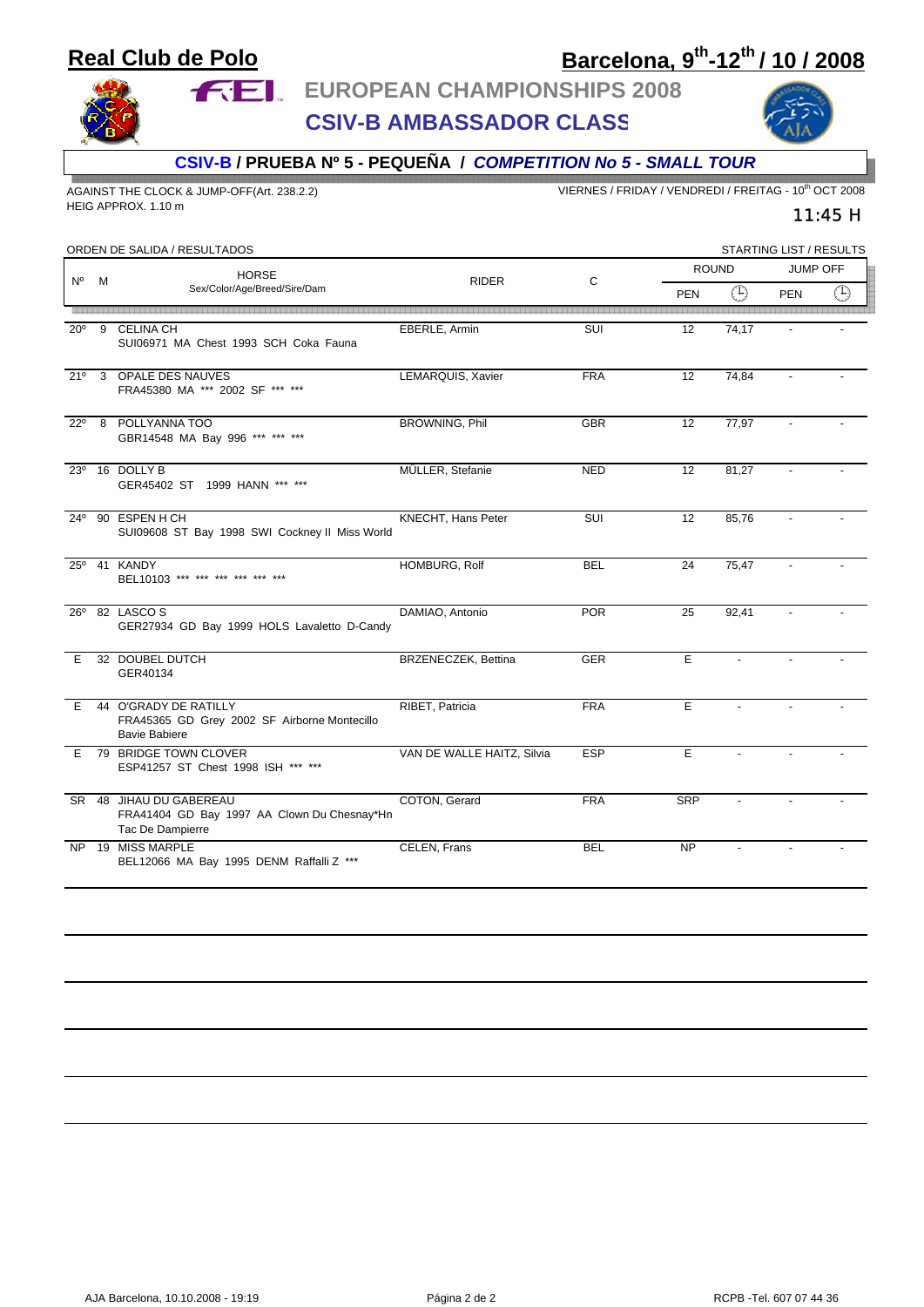# Real Club de Polo

# Barcelona, 9th-12th / 10 / 2008

## EUROPEAN CHAMPIONSHIPS 2008

## CSIV-B AMBASSADOR CLASS

### CSIV-B / PRUEBA Nº 5 - PEQUEÑA / *COMPETITION No 5 - SMALL TOUR*

AGAINST THE CLOCK & JUMP-OFF(Art. 238.2.2)
HEIG APPROX. 1.10 m

VIERNES / FRIDAY / VENDREDI / FREITAG - 10th OCT 2008

11:45 H

ORDEN DE SALIDA / RESULTADOS — STARTING LIST / RESULTS

| Nº | M | HORSE Sex/Color/Age/Breed/Sire/Dam | RIDER | C | ROUND | | JUMP OFF | |
|---|---|---|---|---|---|---|---|---|
| | | | | | PEN | Time | PEN | Time |
| 20º | 9 | CELINA CH SUI06971 MA Chest 1993 SCH Coka Fauna | EBERLE, Armin | SUI | 12 | 74,17 | - | - |
| 21º | 3 | OPALE DES NAUVES FRA45380 MA *** 2002 SF *** *** | LEMARQUIS, Xavier | FRA | 12 | 74,84 | - | - |
| 22º | 8 | POLLYANNA TOO GBR14548 MA Bay 996 *** *** *** | BROWNING, Phil | GBR | 12 | 77,97 | - | - |
| 23º | 16 | DOLLY B GER45402 ST 1999 HANN *** *** | MÜLLER, Stefanie | NED | 12 | 81,27 | - | - |
| 24º | 90 | ESPEN H CH SUI09608 ST Bay 1998 SWI Cockney II Miss World | KNECHT, Hans Peter | SUI | 12 | 85,76 | - | - |
| 25º | 41 | KANDY BEL10103 *** *** *** *** *** *** | HOMBURG, Rolf | BEL | 24 | 75,47 | - | - |
| 26º | 82 | LASCO S GER27934 GD Bay 1999 HOLS Lavaletto D-Candy | DAMIAO, Antonio | POR | 25 | 92,41 | - | - |
| E | 32 | DOUBEL DUTCH GER40134 | BRZENECZEK, Bettina | GER | E | - | - | - |
| E | 44 | O'GRADY DE RATILLY FRA45365 GD Grey 2002 SF Airborne Montecillo Bavie Babiere | RIBET, Patricia | FRA | E | - | - | - |
| E | 79 | BRIDGE TOWN CLOVER ESP41257 ST Chest 1998 ISH *** *** | VAN DE WALLE HAITZ, Silvia | ESP | E | - | - | - |
| SR | 48 | JIHAU DU GABEREAU FRA41404 GD Bay 1997 AA Clown Du Chesnay*Hn Tac De Dampierre | COTON, Gerard | FRA | SRP | - | - | - |
| NP | 19 | MISS MARPLE BEL12066 MA Bay 1995 DENM Raffalli Z *** | CELEN, Frans | BEL | NP | - | - | - |

AJA Barcelona, 10.10.2008 - 19:19 — RCPB -Tel. 607 07 44 36